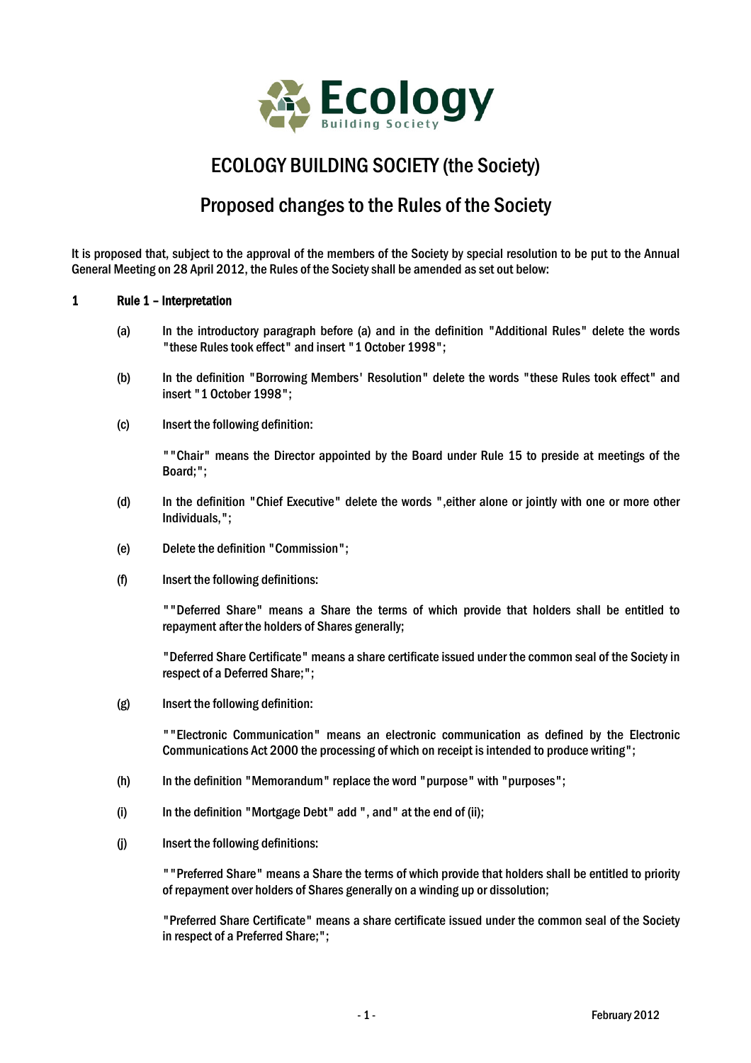# ECOLOGY BUILDING SOCIETY (the Society)

## Proposed changes to the Rules of the Society

It is proposed that, subject to the approval of the members of the Society by special resolution to be put to the Annual General Meeting on 28 April 2012, the Rules of the Society shall be amended as set out below:

**1 Rule 1 – Interpretation**

(a) In the introductory paragraph before (a) and in the definition "Additional Rules" delete the words "these Rules took effect" and insert "1 October 1998";

(b) In the definition "Borrowing Members' Resolution" delete the words "these Rules took effect" and insert "1 October 1998";

(c) Insert the following definition:

""Chair" means the Director appointed by the Board under Rule 15 to preside at meetings of the Board;";

(d) In the definition "Chief Executive" delete the words ",either alone or jointly with one or more other Individuals,";

(e) Delete the definition "Commission";

(f) Insert the following definitions:

""Deferred Share" means a Share the terms of which provide that holders shall be entitled to repayment after the holders of Shares generally;

"Deferred Share Certificate" means a share certificate issued under the common seal of the Society in respect of a Deferred Share;";

(g) Insert the following definition:

""Electronic Communication" means an electronic communication as defined by the Electronic Communications Act 2000 the processing of which on receipt is intended to produce writing";

(h) In the definition "Memorandum" replace the word "purpose" with "purposes";

(i) In the definition "Mortgage Debt" add ", and" at the end of (ii);

(j) Insert the following definitions:

""Preferred Share" means a Share the terms of which provide that holders shall be entitled to priority of repayment over holders of Shares generally on a winding up or dissolution;

"Preferred Share Certificate" means a share certificate issued under the common seal of the Society in respect of a Preferred Share;";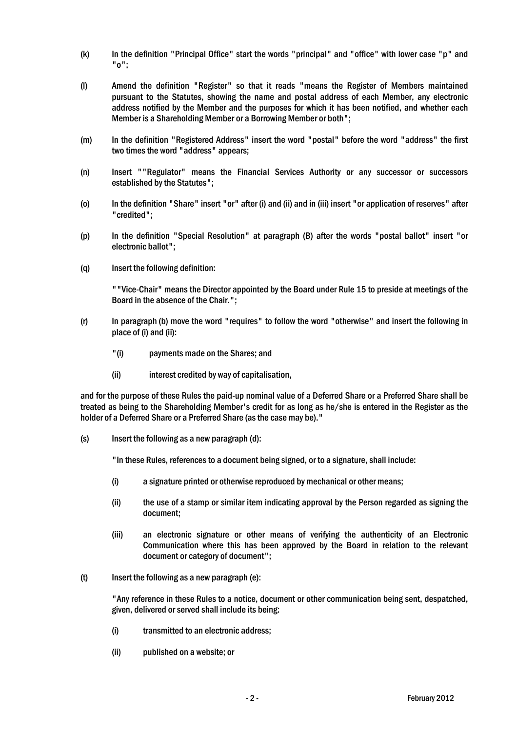(k) In the definition "Principal Office" start the words "principal" and "office" with lower case "p" and "o";

(l) Amend the definition "Register" so that it reads "means the Register of Members maintained pursuant to the Statutes, showing the name and postal address of each Member, any electronic address notified by the Member and the purposes for which it has been notified, and whether each Member is a Shareholding Member or a Borrowing Member or both";

(m) In the definition "Registered Address" insert the word "postal" before the word "address" the first two times the word "address" appears;

(n) Insert ""Regulator" means the Financial Services Authority or any successor or successors established by the Statutes";

(o) In the definition "Share" insert "or" after (i) and (ii) and in (iii) insert "or application of reserves" after "credited";

(p) In the definition "Special Resolution" at paragraph (B) after the words "postal ballot" insert "or electronic ballot";

(q) Insert the following definition:

""Vice-Chair" means the Director appointed by the Board under Rule 15 to preside at meetings of the Board in the absence of the Chair.";

(r) In paragraph (b) move the word "requires" to follow the word "otherwise" and insert the following in place of (i) and (ii):

"(i) payments made on the Shares; and

(ii) interest credited by way of capitalisation,

and for the purpose of these Rules the paid-up nominal value of a Deferred Share or a Preferred Share shall be treated as being to the Shareholding Member's credit for as long as he/she is entered in the Register as the holder of a Deferred Share or a Preferred Share (as the case may be)."

(s) Insert the following as a new paragraph (d):

"In these Rules, references to a document being signed, or to a signature, shall include:

(i) a signature printed or otherwise reproduced by mechanical or other means;

(ii) the use of a stamp or similar item indicating approval by the Person regarded as signing the document;

(iii) an electronic signature or other means of verifying the authenticity of an Electronic Communication where this has been approved by the Board in relation to the relevant document or category of document";

(t) Insert the following as a new paragraph (e):

"Any reference in these Rules to a notice, document or other communication being sent, despatched, given, delivered or served shall include its being:

(i) transmitted to an electronic address;

(ii) published on a website; or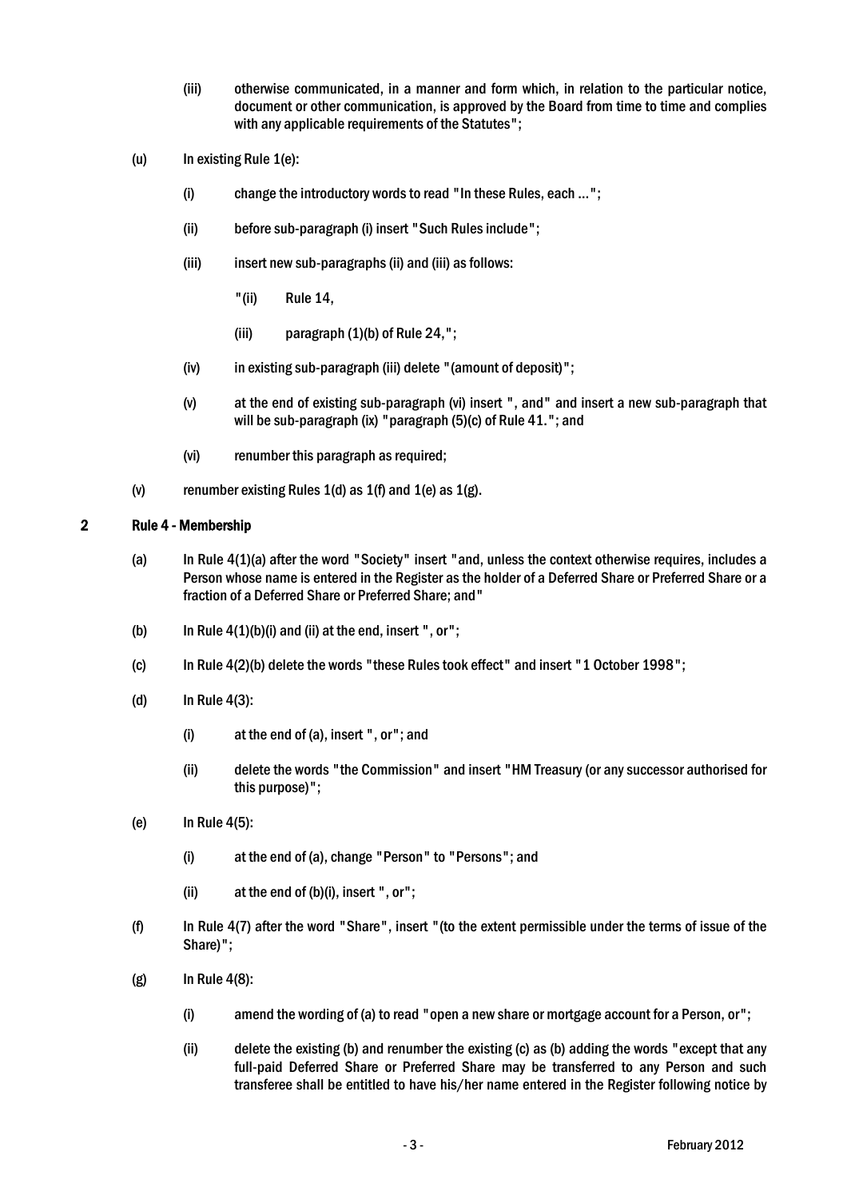(iii) otherwise communicated, in a manner and form which, in relation to the particular notice, document or other communication, is approved by the Board from time to time and complies with any applicable requirements of the Statutes";

(u) In existing Rule 1(e):

(i) change the introductory words to read "In these Rules, each ...";

(ii) before sub-paragraph (i) insert "Such Rules include";

(iii) insert new sub-paragraphs (ii) and (iii) as follows:

"(ii) Rule 14,

(iii) paragraph (1)(b) of Rule 24,";

(iv) in existing sub-paragraph (iii) delete "(amount of deposit)";

(v) at the end of existing sub-paragraph (vi) insert ", and" and insert a new sub-paragraph that will be sub-paragraph (ix) "paragraph (5)(c) of Rule 41."; and

(vi) renumber this paragraph as required;

(v) renumber existing Rules 1(d) as 1(f) and 1(e) as 1(g).

## 2 Rule 4 - Membership

(a) In Rule 4(1)(a) after the word "Society" insert "and, unless the context otherwise requires, includes a Person whose name is entered in the Register as the holder of a Deferred Share or Preferred Share or a fraction of a Deferred Share or Preferred Share; and"

(b) In Rule 4(1)(b)(i) and (ii) at the end, insert ", or";

(c) In Rule 4(2)(b) delete the words "these Rules took effect" and insert "1 October 1998";

(d) In Rule 4(3):

(i) at the end of (a), insert ", or"; and

(ii) delete the words "the Commission" and insert "HM Treasury (or any successor authorised for this purpose)";

(e) In Rule 4(5):

(i) at the end of (a), change "Person" to "Persons"; and

(ii) at the end of (b)(i), insert ", or";

(f) In Rule 4(7) after the word "Share", insert "(to the extent permissible under the terms of issue of the Share)";

(g) In Rule 4(8):

(i) amend the wording of (a) to read "open a new share or mortgage account for a Person, or";

(ii) delete the existing (b) and renumber the existing (c) as (b) adding the words "except that any full-paid Deferred Share or Preferred Share may be transferred to any Person and such transferee shall be entitled to have his/her name entered in the Register following notice by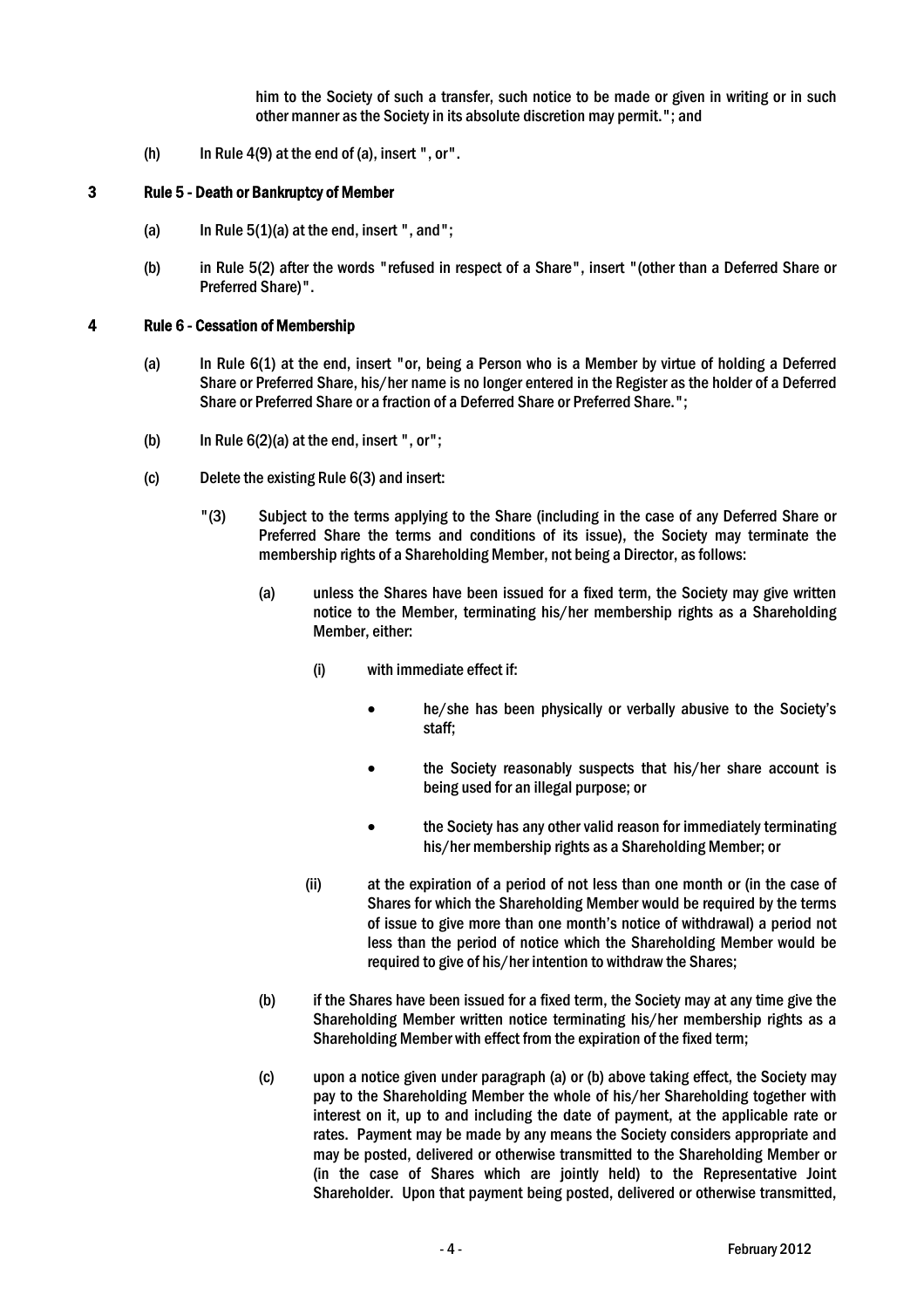him to the Society of such a transfer, such notice to be made or given in writing or in such other manner as the Society in its absolute discretion may permit."; and

(h) In Rule 4(9) at the end of (a), insert ", or".

## 3 Rule 5 - Death or Bankruptcy of Member

(a) In Rule 5(1)(a) at the end, insert ", and";

(b) in Rule 5(2) after the words "refused in respect of a Share", insert "(other than a Deferred Share or Preferred Share)".

## 4 Rule 6 - Cessation of Membership

(a) In Rule 6(1) at the end, insert "or, being a Person who is a Member by virtue of holding a Deferred Share or Preferred Share, his/her name is no longer entered in the Register as the holder of a Deferred Share or Preferred Share or a fraction of a Deferred Share or Preferred Share.";

(b) In Rule 6(2)(a) at the end, insert ", or";

(c) Delete the existing Rule 6(3) and insert:

"(3) Subject to the terms applying to the Share (including in the case of any Deferred Share or Preferred Share the terms and conditions of its issue), the Society may terminate the membership rights of a Shareholding Member, not being a Director, as follows:

(a) unless the Shares have been issued for a fixed term, the Society may give written notice to the Member, terminating his/her membership rights as a Shareholding Member, either:

(i) with immediate effect if:

- he/she has been physically or verbally abusive to the Society's staff;
- the Society reasonably suspects that his/her share account is being used for an illegal purpose; or
- the Society has any other valid reason for immediately terminating his/her membership rights as a Shareholding Member; or

(ii) at the expiration of a period of not less than one month or (in the case of Shares for which the Shareholding Member would be required by the terms of issue to give more than one month's notice of withdrawal) a period not less than the period of notice which the Shareholding Member would be required to give of his/her intention to withdraw the Shares;

(b) if the Shares have been issued for a fixed term, the Society may at any time give the Shareholding Member written notice terminating his/her membership rights as a Shareholding Member with effect from the expiration of the fixed term;

(c) upon a notice given under paragraph (a) or (b) above taking effect, the Society may pay to the Shareholding Member the whole of his/her Shareholding together with interest on it, up to and including the date of payment, at the applicable rate or rates. Payment may be made by any means the Society considers appropriate and may be posted, delivered or otherwise transmitted to the Shareholding Member or (in the case of Shares which are jointly held) to the Representative Joint Shareholder. Upon that payment being posted, delivered or otherwise transmitted,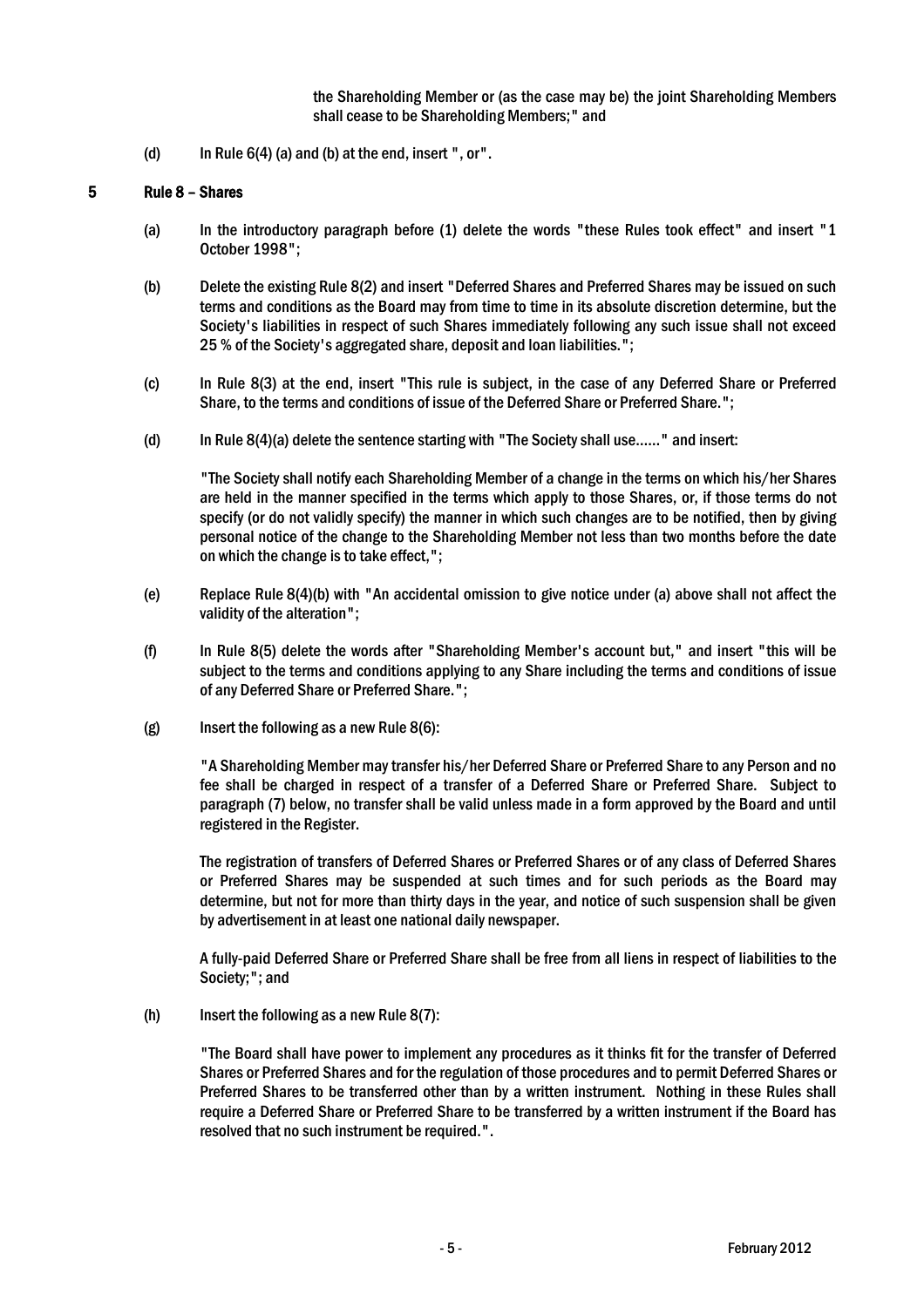the Shareholding Member or (as the case may be) the joint Shareholding Members shall cease to be Shareholding Members;" and

(d) In Rule 6(4) (a) and (b) at the end, insert ", or".

## 5 Rule 8 – Shares

(a) In the introductory paragraph before (1) delete the words "these Rules took effect" and insert "1 October 1998";

(b) Delete the existing Rule 8(2) and insert "Deferred Shares and Preferred Shares may be issued on such terms and conditions as the Board may from time to time in its absolute discretion determine, but the Society's liabilities in respect of such Shares immediately following any such issue shall not exceed 25 % of the Society's aggregated share, deposit and loan liabilities.";

(c) In Rule 8(3) at the end, insert "This rule is subject, in the case of any Deferred Share or Preferred Share, to the terms and conditions of issue of the Deferred Share or Preferred Share.";

(d) In Rule 8(4)(a) delete the sentence starting with "The Society shall use......" and insert:

"The Society shall notify each Shareholding Member of a change in the terms on which his/her Shares are held in the manner specified in the terms which apply to those Shares, or, if those terms do not specify (or do not validly specify) the manner in which such changes are to be notified, then by giving personal notice of the change to the Shareholding Member not less than two months before the date on which the change is to take effect,";

(e) Replace Rule 8(4)(b) with "An accidental omission to give notice under (a) above shall not affect the validity of the alteration";

(f) In Rule 8(5) delete the words after "Shareholding Member's account but," and insert "this will be subject to the terms and conditions applying to any Share including the terms and conditions of issue of any Deferred Share or Preferred Share.";

(g) Insert the following as a new Rule 8(6):

"A Shareholding Member may transfer his/her Deferred Share or Preferred Share to any Person and no fee shall be charged in respect of a transfer of a Deferred Share or Preferred Share. Subject to paragraph (7) below, no transfer shall be valid unless made in a form approved by the Board and until registered in the Register.

The registration of transfers of Deferred Shares or Preferred Shares or of any class of Deferred Shares or Preferred Shares may be suspended at such times and for such periods as the Board may determine, but not for more than thirty days in the year, and notice of such suspension shall be given by advertisement in at least one national daily newspaper.

A fully-paid Deferred Share or Preferred Share shall be free from all liens in respect of liabilities to the Society;"; and

(h) Insert the following as a new Rule 8(7):

"The Board shall have power to implement any procedures as it thinks fit for the transfer of Deferred Shares or Preferred Shares and for the regulation of those procedures and to permit Deferred Shares or Preferred Shares to be transferred other than by a written instrument. Nothing in these Rules shall require a Deferred Share or Preferred Share to be transferred by a written instrument if the Board has resolved that no such instrument be required.".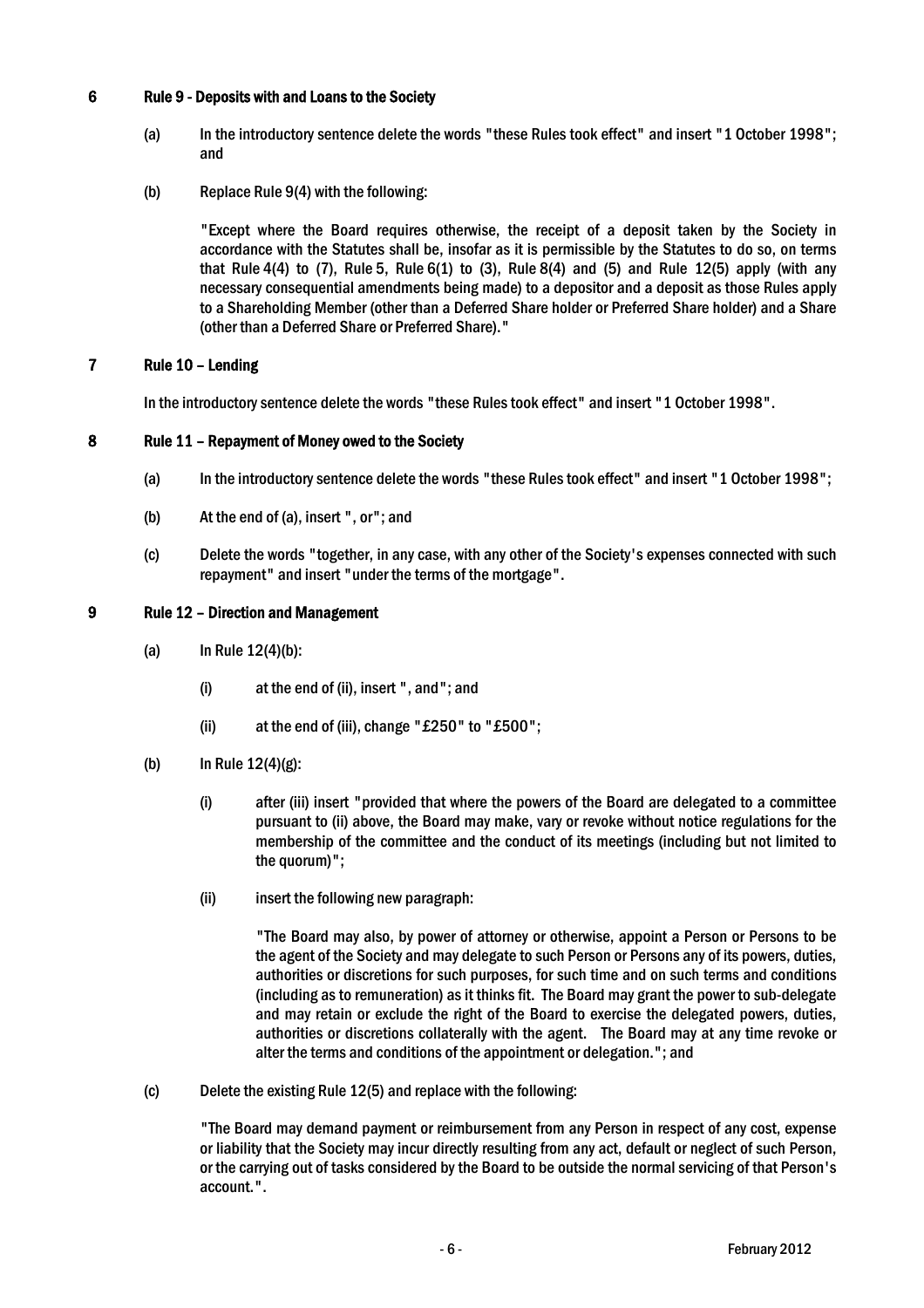## 6 Rule 9 - Deposits with and Loans to the Society

(a) In the introductory sentence delete the words "these Rules took effect" and insert "1 October 1998"; and

(b) Replace Rule 9(4) with the following:

"Except where the Board requires otherwise, the receipt of a deposit taken by the Society in accordance with the Statutes shall be, insofar as it is permissible by the Statutes to do so, on terms that Rule 4(4) to (7), Rule 5, Rule 6(1) to (3), Rule 8(4) and (5) and Rule 12(5) apply (with any necessary consequential amendments being made) to a depositor and a deposit as those Rules apply to a Shareholding Member (other than a Deferred Share holder or Preferred Share holder) and a Share (other than a Deferred Share or Preferred Share)."

## 7 Rule 10 – Lending

In the introductory sentence delete the words "these Rules took effect" and insert "1 October 1998".

## 8 Rule 11 – Repayment of Money owed to the Society

(a) In the introductory sentence delete the words "these Rules took effect" and insert "1 October 1998";

(b) At the end of (a), insert ", or"; and

(c) Delete the words "together, in any case, with any other of the Society's expenses connected with such repayment" and insert "under the terms of the mortgage".

## 9 Rule 12 – Direction and Management

(a) In Rule 12(4)(b):

  (i) at the end of (ii), insert ", and"; and

  (ii) at the end of (iii), change "£250" to "£500";

(b) In Rule 12(4)(g):

  (i) after (iii) insert "provided that where the powers of the Board are delegated to a committee pursuant to (ii) above, the Board may make, vary or revoke without notice regulations for the membership of the committee and the conduct of its meetings (including but not limited to the quorum)";

  (ii) insert the following new paragraph:

  "The Board may also, by power of attorney or otherwise, appoint a Person or Persons to be the agent of the Society and may delegate to such Person or Persons any of its powers, duties, authorities or discretions for such purposes, for such time and on such terms and conditions (including as to remuneration) as it thinks fit. The Board may grant the power to sub-delegate and may retain or exclude the right of the Board to exercise the delegated powers, duties, authorities or discretions collaterally with the agent. The Board may at any time revoke or alter the terms and conditions of the appointment or delegation."; and

(c) Delete the existing Rule 12(5) and replace with the following:

"The Board may demand payment or reimbursement from any Person in respect of any cost, expense or liability that the Society may incur directly resulting from any act, default or neglect of such Person, or the carrying out of tasks considered by the Board to be outside the normal servicing of that Person's account.".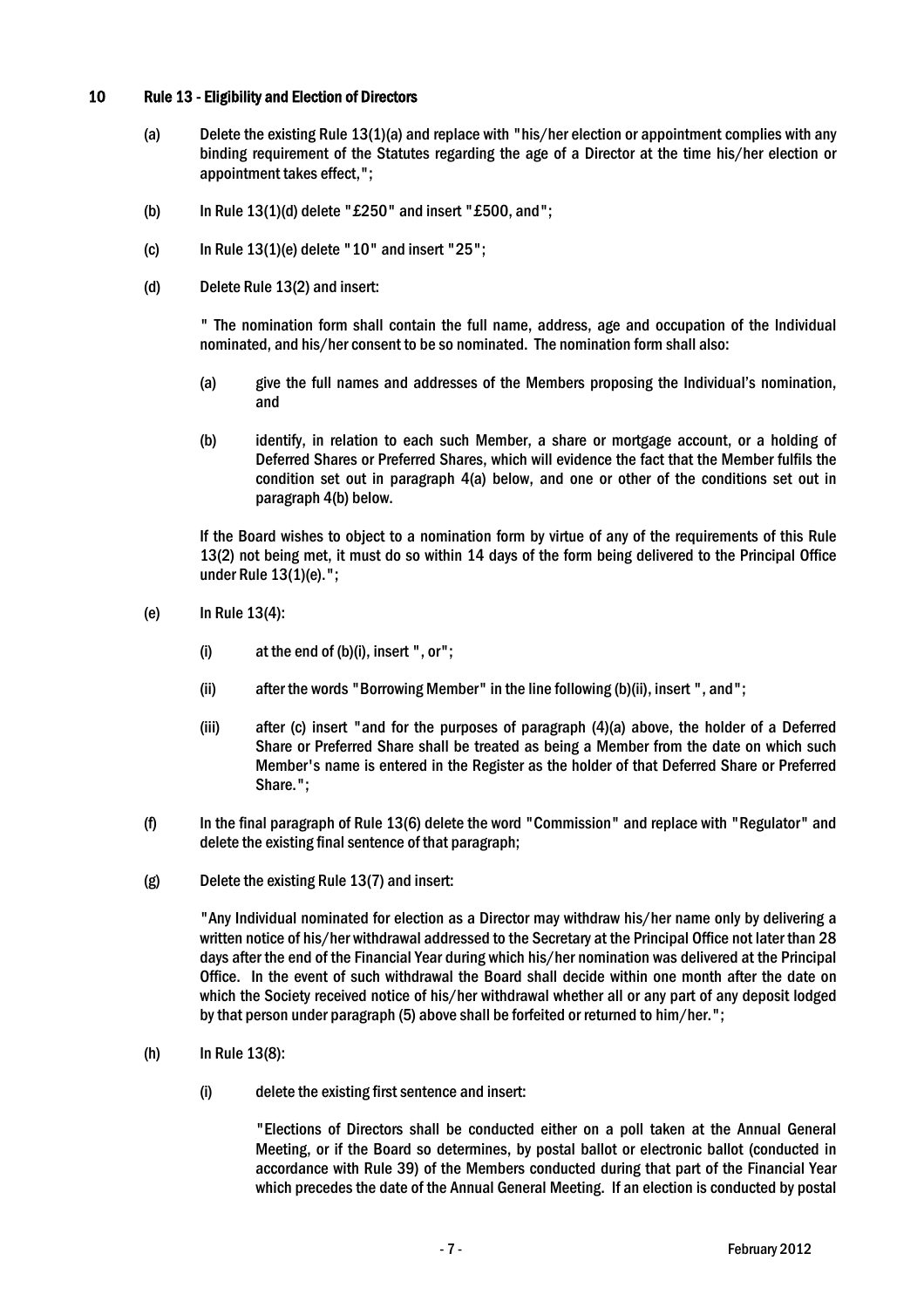## 10 Rule 13 - Eligibility and Election of Directors

(a) Delete the existing Rule 13(1)(a) and replace with "his/her election or appointment complies with any binding requirement of the Statutes regarding the age of a Director at the time his/her election or appointment takes effect,";

(b) In Rule 13(1)(d) delete "£250" and insert "£500, and";

(c) In Rule 13(1)(e) delete "10" and insert "25";

(d) Delete Rule 13(2) and insert:

" The nomination form shall contain the full name, address, age and occupation of the Individual nominated, and his/her consent to be so nominated. The nomination form shall also:

(a) give the full names and addresses of the Members proposing the Individual's nomination, and

(b) identify, in relation to each such Member, a share or mortgage account, or a holding of Deferred Shares or Preferred Shares, which will evidence the fact that the Member fulfils the condition set out in paragraph 4(a) below, and one or other of the conditions set out in paragraph 4(b) below.

If the Board wishes to object to a nomination form by virtue of any of the requirements of this Rule 13(2) not being met, it must do so within 14 days of the form being delivered to the Principal Office under Rule 13(1)(e).";

(e) In Rule 13(4):

(i) at the end of (b)(i), insert ", or";

(ii) after the words "Borrowing Member" in the line following (b)(ii), insert ", and";

(iii) after (c) insert "and for the purposes of paragraph (4)(a) above, the holder of a Deferred Share or Preferred Share shall be treated as being a Member from the date on which such Member's name is entered in the Register as the holder of that Deferred Share or Preferred Share.";

(f) In the final paragraph of Rule 13(6) delete the word "Commission" and replace with "Regulator" and delete the existing final sentence of that paragraph;

(g) Delete the existing Rule 13(7) and insert:

"Any Individual nominated for election as a Director may withdraw his/her name only by delivering a written notice of his/her withdrawal addressed to the Secretary at the Principal Office not later than 28 days after the end of the Financial Year during which his/her nomination was delivered at the Principal Office. In the event of such withdrawal the Board shall decide within one month after the date on which the Society received notice of his/her withdrawal whether all or any part of any deposit lodged by that person under paragraph (5) above shall be forfeited or returned to him/her.";

(h) In Rule 13(8):

(i) delete the existing first sentence and insert:

"Elections of Directors shall be conducted either on a poll taken at the Annual General Meeting, or if the Board so determines, by postal ballot or electronic ballot (conducted in accordance with Rule 39) of the Members conducted during that part of the Financial Year which precedes the date of the Annual General Meeting. If an election is conducted by postal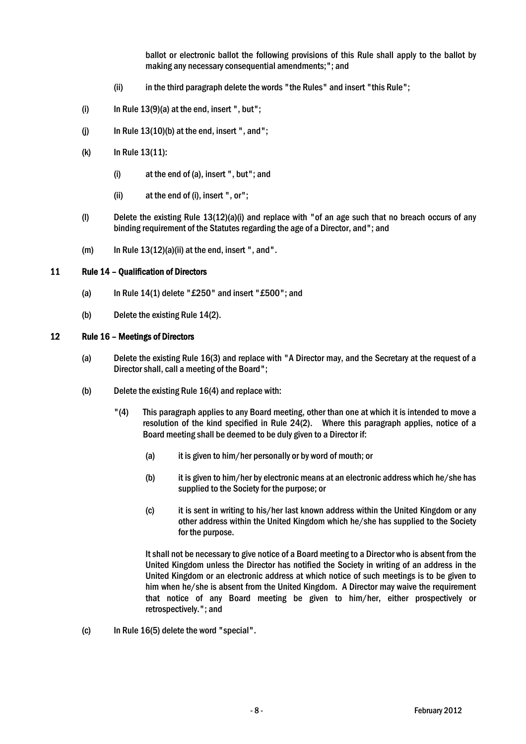ballot or electronic ballot the following provisions of this Rule shall apply to the ballot by making any necessary consequential amendments;"; and

(ii) in the third paragraph delete the words "the Rules" and insert "this Rule";

(i) In Rule 13(9)(a) at the end, insert ", but";

(j) In Rule 13(10)(b) at the end, insert ", and";

(k) In Rule 13(11):

(i) at the end of (a), insert ", but"; and

(ii) at the end of (i), insert ", or";

(l) Delete the existing Rule 13(12)(a)(i) and replace with "of an age such that no breach occurs of any binding requirement of the Statutes regarding the age of a Director, and"; and

(m) In Rule 13(12)(a)(ii) at the end, insert ", and".

### 11 Rule 14 – Qualification of Directors

(a) In Rule 14(1) delete "£250" and insert "£500"; and

(b) Delete the existing Rule 14(2).

### 12 Rule 16 – Meetings of Directors

(a) Delete the existing Rule 16(3) and replace with "A Director may, and the Secretary at the request of a Director shall, call a meeting of the Board";

(b) Delete the existing Rule 16(4) and replace with:

"(4) This paragraph applies to any Board meeting, other than one at which it is intended to move a resolution of the kind specified in Rule 24(2). Where this paragraph applies, notice of a Board meeting shall be deemed to be duly given to a Director if:

(a) it is given to him/her personally or by word of mouth; or

(b) it is given to him/her by electronic means at an electronic address which he/she has supplied to the Society for the purpose; or

(c) it is sent in writing to his/her last known address within the United Kingdom or any other address within the United Kingdom which he/she has supplied to the Society for the purpose.

It shall not be necessary to give notice of a Board meeting to a Director who is absent from the United Kingdom unless the Director has notified the Society in writing of an address in the United Kingdom or an electronic address at which notice of such meetings is to be given to him when he/she is absent from the United Kingdom. A Director may waive the requirement that notice of any Board meeting be given to him/her, either prospectively or retrospectively."; and

(c) In Rule 16(5) delete the word "special".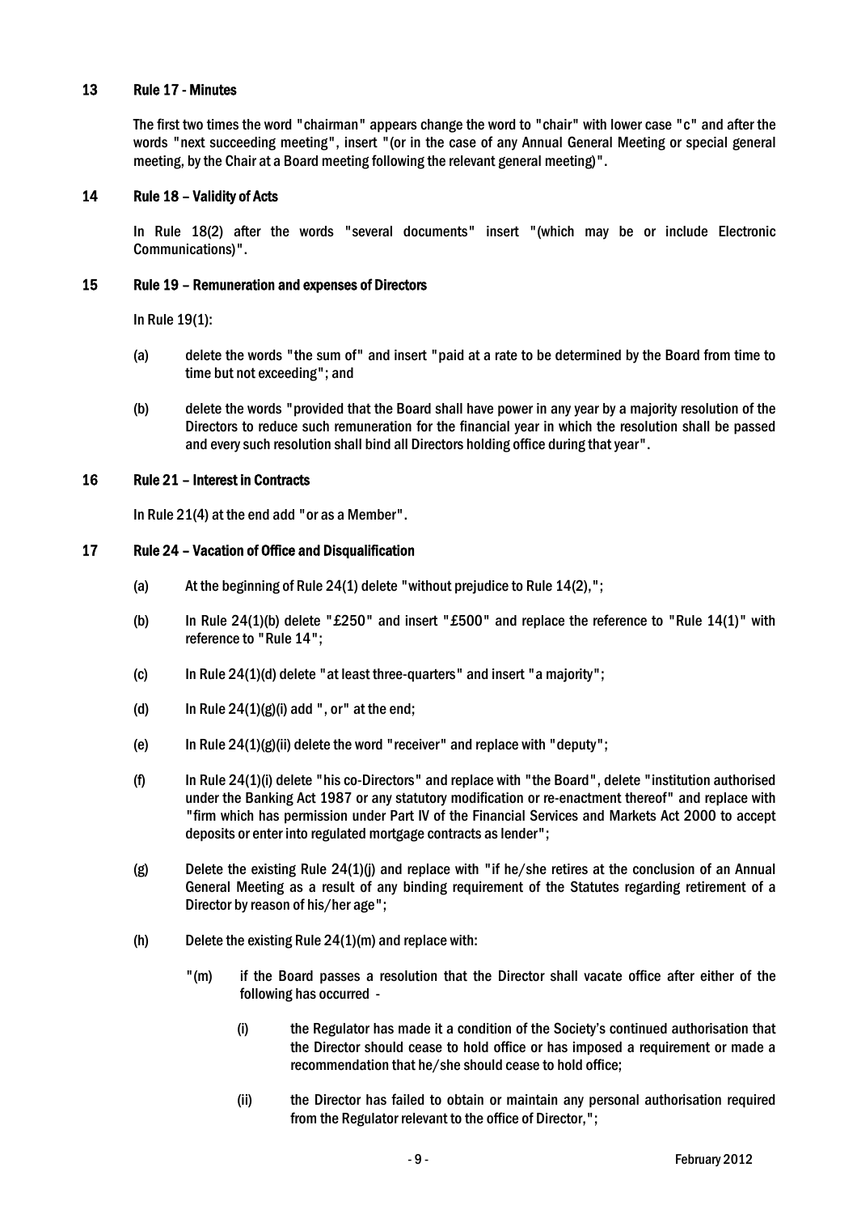## 13 Rule 17 - Minutes

The first two times the word "chairman" appears change the word to "chair" with lower case "c" and after the words "next succeeding meeting", insert "(or in the case of any Annual General Meeting or special general meeting, by the Chair at a Board meeting following the relevant general meeting)".

## 14 Rule 18 – Validity of Acts

In Rule 18(2) after the words "several documents" insert "(which may be or include Electronic Communications)".

## 15 Rule 19 – Remuneration and expenses of Directors

In Rule 19(1):

(a) delete the words "the sum of" and insert "paid at a rate to be determined by the Board from time to time but not exceeding"; and

(b) delete the words "provided that the Board shall have power in any year by a majority resolution of the Directors to reduce such remuneration for the financial year in which the resolution shall be passed and every such resolution shall bind all Directors holding office during that year".

## 16 Rule 21 – Interest in Contracts

In Rule 21(4) at the end add "or as a Member".

## 17 Rule 24 – Vacation of Office and Disqualification

(a) At the beginning of Rule 24(1) delete "without prejudice to Rule 14(2),";

(b) In Rule 24(1)(b) delete "£250" and insert "£500" and replace the reference to "Rule 14(1)" with reference to "Rule 14";

(c) In Rule 24(1)(d) delete "at least three-quarters" and insert "a majority";

(d) In Rule 24(1)(g)(i) add ", or" at the end;

(e) In Rule 24(1)(g)(ii) delete the word "receiver" and replace with "deputy";

(f) In Rule 24(1)(i) delete "his co-Directors" and replace with "the Board", delete "institution authorised under the Banking Act 1987 or any statutory modification or re-enactment thereof" and replace with "firm which has permission under Part IV of the Financial Services and Markets Act 2000 to accept deposits or enter into regulated mortgage contracts as lender";

(g) Delete the existing Rule 24(1)(j) and replace with "if he/she retires at the conclusion of an Annual General Meeting as a result of any binding requirement of the Statutes regarding retirement of a Director by reason of his/her age";

(h) Delete the existing Rule 24(1)(m) and replace with:

"(m) if the Board passes a resolution that the Director shall vacate office after either of the following has occurred -

(i) the Regulator has made it a condition of the Society's continued authorisation that the Director should cease to hold office or has imposed a requirement or made a recommendation that he/she should cease to hold office;

(ii) the Director has failed to obtain or maintain any personal authorisation required from the Regulator relevant to the office of Director,";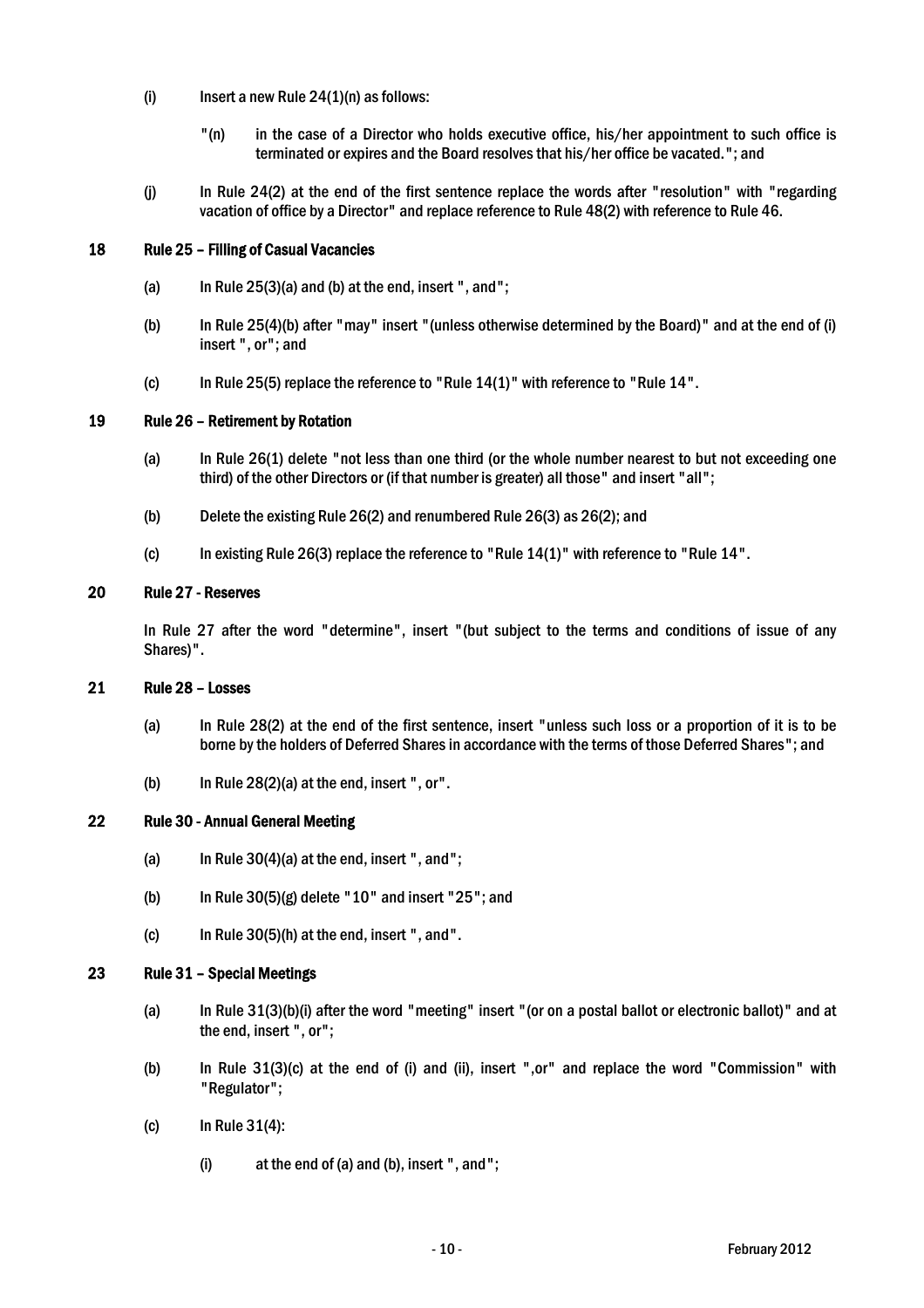(i) Insert a new Rule 24(1)(n) as follows:

> "(n) in the case of a Director who holds executive office, his/her appointment to such office is terminated or expires and the Board resolves that his/her office be vacated."; and

(j) In Rule 24(2) at the end of the first sentence replace the words after "resolution" with "regarding vacation of office by a Director" and replace reference to Rule 48(2) with reference to Rule 46.

## 18 Rule 25 – Filling of Casual Vacancies

(a) In Rule 25(3)(a) and (b) at the end, insert ", and";

(b) In Rule 25(4)(b) after "may" insert "(unless otherwise determined by the Board)" and at the end of (i) insert ", or"; and

(c) In Rule 25(5) replace the reference to "Rule 14(1)" with reference to "Rule 14".

## 19 Rule 26 – Retirement by Rotation

(a) In Rule 26(1) delete "not less than one third (or the whole number nearest to but not exceeding one third) of the other Directors or (if that number is greater) all those" and insert "all";

(b) Delete the existing Rule 26(2) and renumbered Rule 26(3) as 26(2); and

(c) In existing Rule 26(3) replace the reference to "Rule 14(1)" with reference to "Rule 14".

## 20 Rule 27 - Reserves

In Rule 27 after the word "determine", insert "(but subject to the terms and conditions of issue of any Shares)".

## 21 Rule 28 – Losses

(a) In Rule 28(2) at the end of the first sentence, insert "unless such loss or a proportion of it is to be borne by the holders of Deferred Shares in accordance with the terms of those Deferred Shares"; and

(b) In Rule 28(2)(a) at the end, insert ", or".

## 22 Rule 30 - Annual General Meeting

(a) In Rule 30(4)(a) at the end, insert ", and";

(b) In Rule 30(5)(g) delete "10" and insert "25"; and

(c) In Rule 30(5)(h) at the end, insert ", and".

## 23 Rule 31 – Special Meetings

(a) In Rule 31(3)(b)(i) after the word "meeting" insert "(or on a postal ballot or electronic ballot)" and at the end, insert ", or";

(b) In Rule 31(3)(c) at the end of (i) and (ii), insert ",or" and replace the word "Commission" with "Regulator";

(c) In Rule 31(4):

(i) at the end of (a) and (b), insert ", and";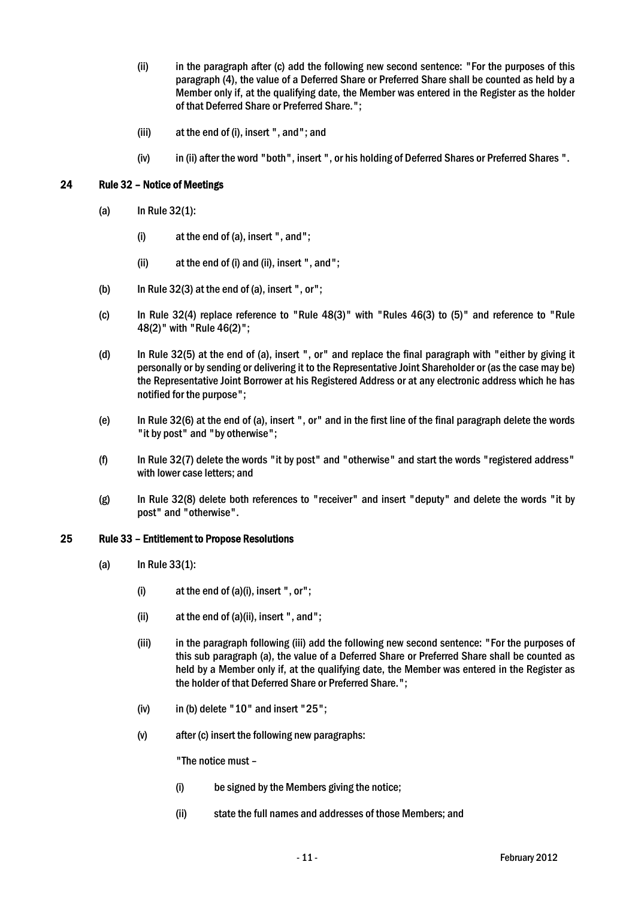(ii) in the paragraph after (c) add the following new second sentence: "For the purposes of this paragraph (4), the value of a Deferred Share or Preferred Share shall be counted as held by a Member only if, at the qualifying date, the Member was entered in the Register as the holder of that Deferred Share or Preferred Share.";

(iii) at the end of (i), insert ", and"; and

(iv) in (ii) after the word "both", insert ", or his holding of Deferred Shares or Preferred Shares ".

## 24 Rule 32 – Notice of Meetings

(a) In Rule 32(1):

(i) at the end of (a), insert ", and";

(ii) at the end of (i) and (ii), insert ", and";

(b) In Rule 32(3) at the end of (a), insert ", or";

(c) In Rule 32(4) replace reference to "Rule 48(3)" with "Rules 46(3) to (5)" and reference to "Rule 48(2)" with "Rule 46(2)";

(d) In Rule 32(5) at the end of (a), insert ", or" and replace the final paragraph with "either by giving it personally or by sending or delivering it to the Representative Joint Shareholder or (as the case may be) the Representative Joint Borrower at his Registered Address or at any electronic address which he has notified for the purpose";

(e) In Rule 32(6) at the end of (a), insert ", or" and in the first line of the final paragraph delete the words "it by post" and "by otherwise";

(f) In Rule 32(7) delete the words "it by post" and "otherwise" and start the words "registered address" with lower case letters; and

(g) In Rule 32(8) delete both references to "receiver" and insert "deputy" and delete the words "it by post" and "otherwise".

## 25 Rule 33 – Entitlement to Propose Resolutions

(a) In Rule 33(1):

(i) at the end of (a)(i), insert ", or";

(ii) at the end of (a)(ii), insert ", and";

(iii) in the paragraph following (iii) add the following new second sentence: "For the purposes of this sub paragraph (a), the value of a Deferred Share or Preferred Share shall be counted as held by a Member only if, at the qualifying date, the Member was entered in the Register as the holder of that Deferred Share or Preferred Share.";

(iv) in (b) delete "10" and insert "25";

(v) after (c) insert the following new paragraphs:

"The notice must –

(i) be signed by the Members giving the notice;

(ii) state the full names and addresses of those Members; and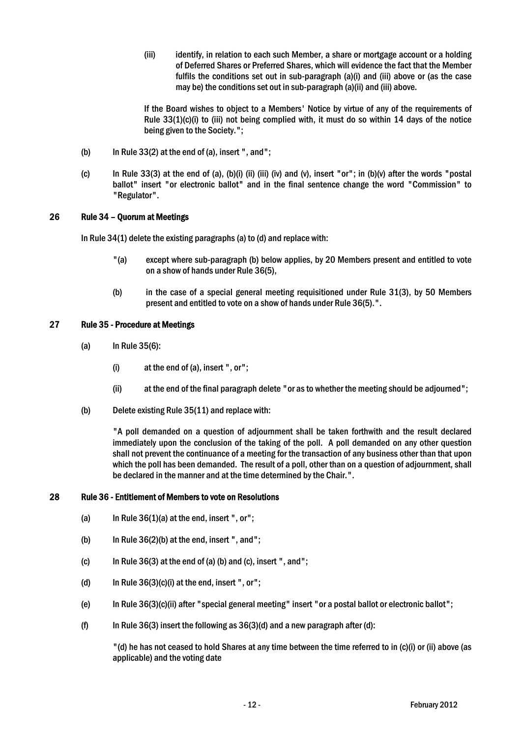(iii) identify, in relation to each such Member, a share or mortgage account or a holding of Deferred Shares or Preferred Shares, which will evidence the fact that the Member fulfils the conditions set out in sub-paragraph (a)(i) and (iii) above or (as the case may be) the conditions set out in sub-paragraph (a)(ii) and (iii) above.

If the Board wishes to object to a Members' Notice by virtue of any of the requirements of Rule 33(1)(c)(i) to (iii) not being complied with, it must do so within 14 days of the notice being given to the Society.";

(b) In Rule 33(2) at the end of (a), insert ", and";

(c) In Rule 33(3) at the end of (a), (b)(i) (ii) (iii) (iv) and (v), insert "or"; in (b)(v) after the words "postal ballot" insert "or electronic ballot" and in the final sentence change the word "Commission" to "Regulator".

## 26 Rule 34 – Quorum at Meetings

In Rule 34(1) delete the existing paragraphs (a) to (d) and replace with:

"(a) except where sub-paragraph (b) below applies, by 20 Members present and entitled to vote on a show of hands under Rule 36(5),

(b) in the case of a special general meeting requisitioned under Rule 31(3), by 50 Members present and entitled to vote on a show of hands under Rule 36(5).".

## 27 Rule 35 - Procedure at Meetings

(a) In Rule 35(6):

(i) at the end of (a), insert ", or";

(ii) at the end of the final paragraph delete "or as to whether the meeting should be adjourned";

(b) Delete existing Rule 35(11) and replace with:

"A poll demanded on a question of adjournment shall be taken forthwith and the result declared immediately upon the conclusion of the taking of the poll. A poll demanded on any other question shall not prevent the continuance of a meeting for the transaction of any business other than that upon which the poll has been demanded. The result of a poll, other than on a question of adjournment, shall be declared in the manner and at the time determined by the Chair.".

## 28 Rule 36 - Entitlement of Members to vote on Resolutions

(a) In Rule 36(1)(a) at the end, insert ", or";

(b) In Rule 36(2)(b) at the end, insert ", and";

(c) In Rule 36(3) at the end of (a) (b) and (c), insert ", and";

(d) In Rule 36(3)(c)(i) at the end, insert ", or";

(e) In Rule 36(3)(c)(ii) after "special general meeting" insert "or a postal ballot or electronic ballot";

(f) In Rule 36(3) insert the following as 36(3)(d) and a new paragraph after (d):

"(d) he has not ceased to hold Shares at any time between the time referred to in (c)(i) or (ii) above (as applicable) and the voting date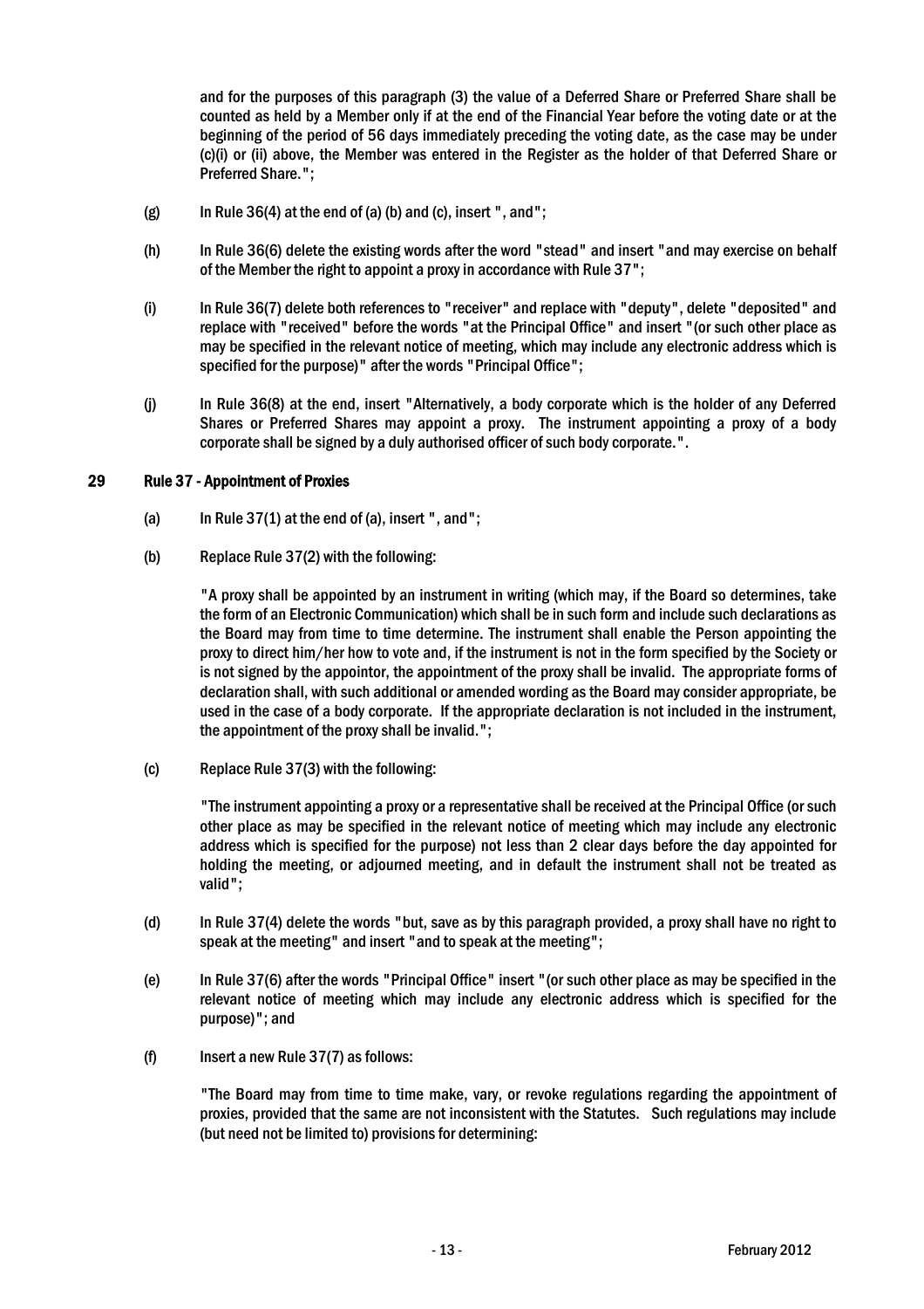and for the purposes of this paragraph (3) the value of a Deferred Share or Preferred Share shall be counted as held by a Member only if at the end of the Financial Year before the voting date or at the beginning of the period of 56 days immediately preceding the voting date, as the case may be under (c)(i) or (ii) above, the Member was entered in the Register as the holder of that Deferred Share or Preferred Share.";

(g) In Rule 36(4) at the end of (a) (b) and (c), insert ", and";

(h) In Rule 36(6) delete the existing words after the word "stead" and insert "and may exercise on behalf of the Member the right to appoint a proxy in accordance with Rule 37";

(i) In Rule 36(7) delete both references to "receiver" and replace with "deputy", delete "deposited" and replace with "received" before the words "at the Principal Office" and insert "(or such other place as may be specified in the relevant notice of meeting, which may include any electronic address which is specified for the purpose)" after the words "Principal Office";

(j) In Rule 36(8) at the end, insert "Alternatively, a body corporate which is the holder of any Deferred Shares or Preferred Shares may appoint a proxy. The instrument appointing a proxy of a body corporate shall be signed by a duly authorised officer of such body corporate.".

## 29 Rule 37 - Appointment of Proxies

(a) In Rule 37(1) at the end of (a), insert ", and";

(b) Replace Rule 37(2) with the following:

"A proxy shall be appointed by an instrument in writing (which may, if the Board so determines, take the form of an Electronic Communication) which shall be in such form and include such declarations as the Board may from time to time determine. The instrument shall enable the Person appointing the proxy to direct him/her how to vote and, if the instrument is not in the form specified by the Society or is not signed by the appointor, the appointment of the proxy shall be invalid. The appropriate forms of declaration shall, with such additional or amended wording as the Board may consider appropriate, be used in the case of a body corporate. If the appropriate declaration is not included in the instrument, the appointment of the proxy shall be invalid.";

(c) Replace Rule 37(3) with the following:

"The instrument appointing a proxy or a representative shall be received at the Principal Office (or such other place as may be specified in the relevant notice of meeting which may include any electronic address which is specified for the purpose) not less than 2 clear days before the day appointed for holding the meeting, or adjourned meeting, and in default the instrument shall not be treated as valid";

(d) In Rule 37(4) delete the words "but, save as by this paragraph provided, a proxy shall have no right to speak at the meeting" and insert "and to speak at the meeting";

(e) In Rule 37(6) after the words "Principal Office" insert "(or such other place as may be specified in the relevant notice of meeting which may include any electronic address which is specified for the purpose)"; and

(f) Insert a new Rule 37(7) as follows:

"The Board may from time to time make, vary, or revoke regulations regarding the appointment of proxies, provided that the same are not inconsistent with the Statutes. Such regulations may include (but need not be limited to) provisions for determining: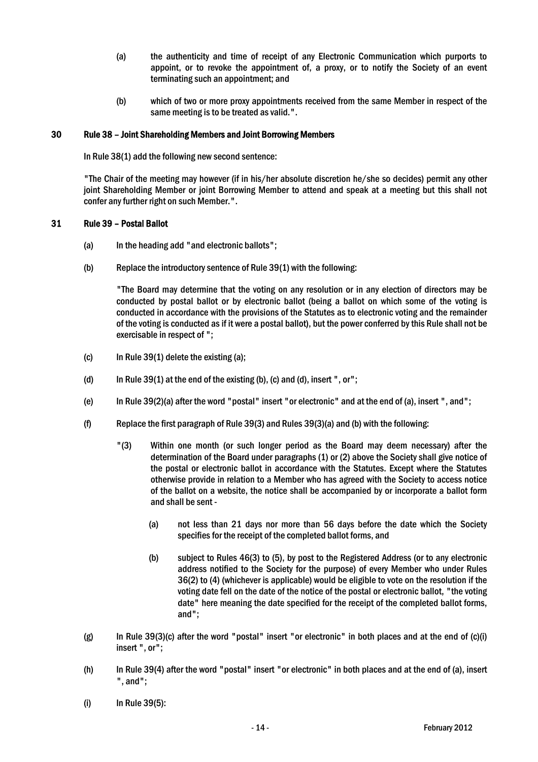(a) the authenticity and time of receipt of any Electronic Communication which purports to appoint, or to revoke the appointment of, a proxy, or to notify the Society of an event terminating such an appointment; and

(b) which of two or more proxy appointments received from the same Member in respect of the same meeting is to be treated as valid.".

## 30 Rule 38 – Joint Shareholding Members and Joint Borrowing Members

In Rule 38(1) add the following new second sentence:

"The Chair of the meeting may however (if in his/her absolute discretion he/she so decides) permit any other joint Shareholding Member or joint Borrowing Member to attend and speak at a meeting but this shall not confer any further right on such Member.".

## 31 Rule 39 – Postal Ballot

(a) In the heading add "and electronic ballots";

(b) Replace the introductory sentence of Rule 39(1) with the following:

"The Board may determine that the voting on any resolution or in any election of directors may be conducted by postal ballot or by electronic ballot (being a ballot on which some of the voting is conducted in accordance with the provisions of the Statutes as to electronic voting and the remainder of the voting is conducted as if it were a postal ballot), but the power conferred by this Rule shall not be exercisable in respect of ";

(c) In Rule 39(1) delete the existing (a);

(d) In Rule 39(1) at the end of the existing (b), (c) and (d), insert ", or";

(e) In Rule 39(2)(a) after the word "postal" insert "or electronic" and at the end of (a), insert ", and";

(f) Replace the first paragraph of Rule 39(3) and Rules 39(3)(a) and (b) with the following:

"(3) Within one month (or such longer period as the Board may deem necessary) after the determination of the Board under paragraphs (1) or (2) above the Society shall give notice of the postal or electronic ballot in accordance with the Statutes. Except where the Statutes otherwise provide in relation to a Member who has agreed with the Society to access notice of the ballot on a website, the notice shall be accompanied by or incorporate a ballot form and shall be sent -

(a) not less than 21 days nor more than 56 days before the date which the Society specifies for the receipt of the completed ballot forms, and

(b) subject to Rules 46(3) to (5), by post to the Registered Address (or to any electronic address notified to the Society for the purpose) of every Member who under Rules 36(2) to (4) (whichever is applicable) would be eligible to vote on the resolution if the voting date fell on the date of the notice of the postal or electronic ballot, "the voting date" here meaning the date specified for the receipt of the completed ballot forms, and";

(g) In Rule 39(3)(c) after the word "postal" insert "or electronic" in both places and at the end of (c)(i) insert ", or";

(h) In Rule 39(4) after the word "postal" insert "or electronic" in both places and at the end of (a), insert ", and";

(i) In Rule 39(5):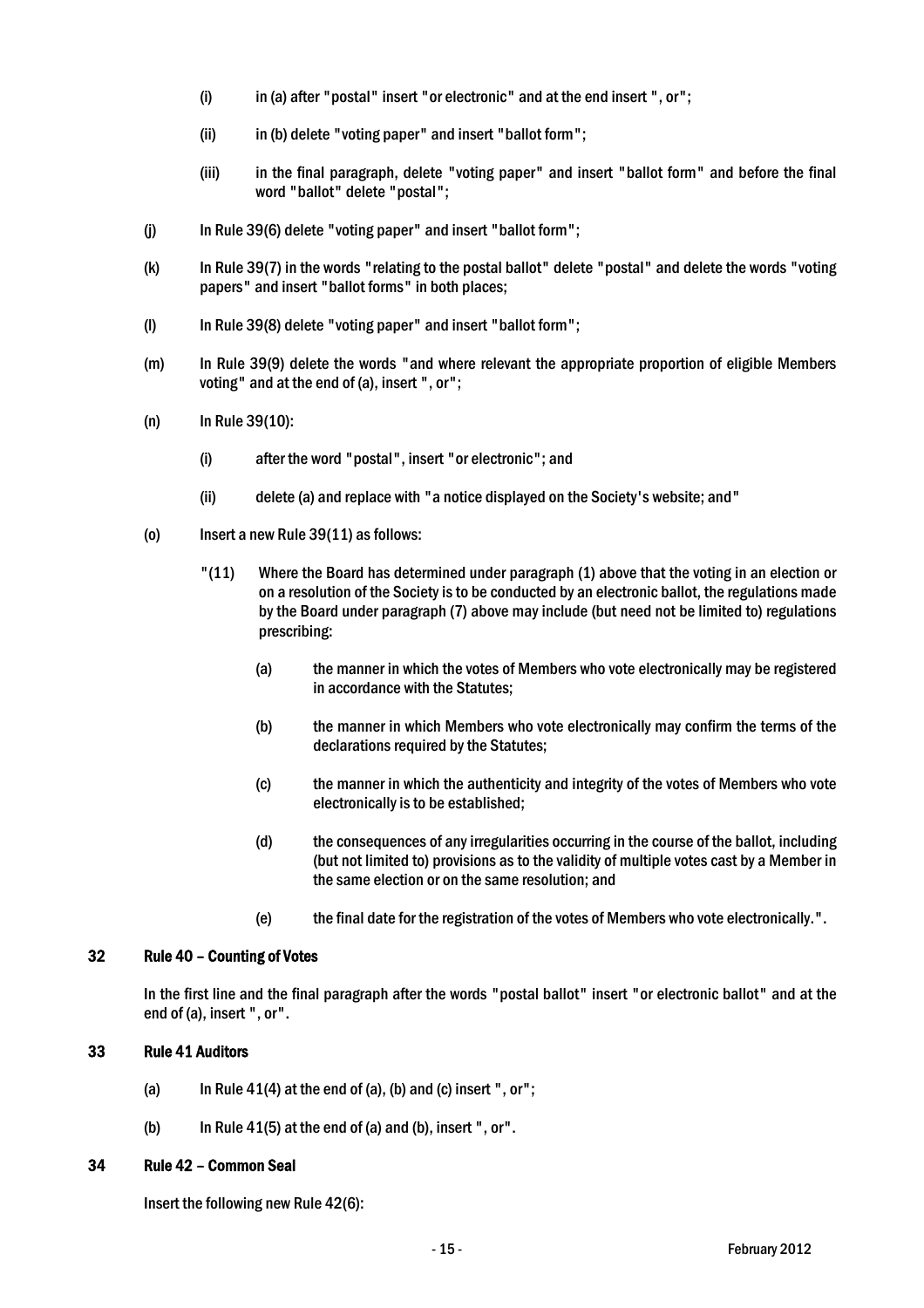(i) in (a) after "postal" insert "or electronic" and at the end insert ", or";

(ii) in (b) delete "voting paper" and insert "ballot form";

(iii) in the final paragraph, delete "voting paper" and insert "ballot form" and before the final word "ballot" delete "postal";

(j) In Rule 39(6) delete "voting paper" and insert "ballot form";

(k) In Rule 39(7) in the words "relating to the postal ballot" delete "postal" and delete the words "voting papers" and insert "ballot forms" in both places;

(l) In Rule 39(8) delete "voting paper" and insert "ballot form";

(m) In Rule 39(9) delete the words "and where relevant the appropriate proportion of eligible Members voting" and at the end of (a), insert ", or";

(n) In Rule 39(10):

(i) after the word "postal", insert "or electronic"; and

(ii) delete (a) and replace with "a notice displayed on the Society's website; and"

(o) Insert a new Rule 39(11) as follows:

"(11) Where the Board has determined under paragraph (1) above that the voting in an election or on a resolution of the Society is to be conducted by an electronic ballot, the regulations made by the Board under paragraph (7) above may include (but need not be limited to) regulations prescribing:

(a) the manner in which the votes of Members who vote electronically may be registered in accordance with the Statutes;

(b) the manner in which Members who vote electronically may confirm the terms of the declarations required by the Statutes;

(c) the manner in which the authenticity and integrity of the votes of Members who vote electronically is to be established;

(d) the consequences of any irregularities occurring in the course of the ballot, including (but not limited to) provisions as to the validity of multiple votes cast by a Member in the same election or on the same resolution; and

(e) the final date for the registration of the votes of Members who vote electronically.".

## 32 Rule 40 – Counting of Votes

In the first line and the final paragraph after the words "postal ballot" insert "or electronic ballot" and at the end of (a), insert ", or".

## 33 Rule 41 Auditors

(a) In Rule 41(4) at the end of (a), (b) and (c) insert ", or";

(b) In Rule 41(5) at the end of (a) and (b), insert ", or".

## 34 Rule 42 – Common Seal

Insert the following new Rule 42(6):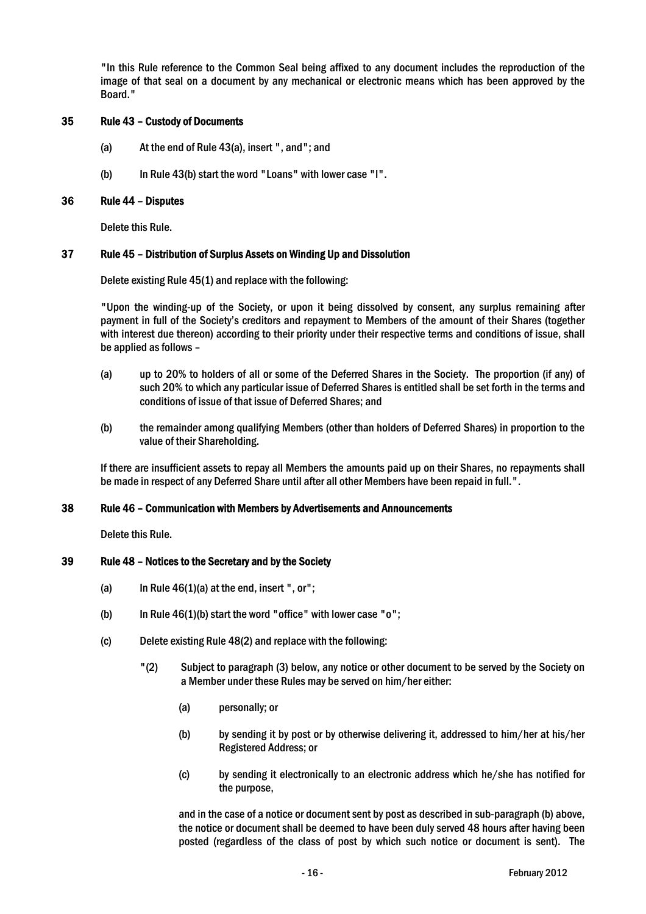"In this Rule reference to the Common Seal being affixed to any document includes the reproduction of the image of that seal on a document by any mechanical or electronic means which has been approved by the Board."

## 35 Rule 43 – Custody of Documents

(a) At the end of Rule 43(a), insert ", and"; and

(b) In Rule 43(b) start the word "Loans" with lower case "l".

## 36 Rule 44 – Disputes

Delete this Rule.

## 37 Rule 45 – Distribution of Surplus Assets on Winding Up and Dissolution

Delete existing Rule 45(1) and replace with the following:

"Upon the winding-up of the Society, or upon it being dissolved by consent, any surplus remaining after payment in full of the Society's creditors and repayment to Members of the amount of their Shares (together with interest due thereon) according to their priority under their respective terms and conditions of issue, shall be applied as follows –

(a) up to 20% to holders of all or some of the Deferred Shares in the Society. The proportion (if any) of such 20% to which any particular issue of Deferred Shares is entitled shall be set forth in the terms and conditions of issue of that issue of Deferred Shares; and

(b) the remainder among qualifying Members (other than holders of Deferred Shares) in proportion to the value of their Shareholding.

If there are insufficient assets to repay all Members the amounts paid up on their Shares, no repayments shall be made in respect of any Deferred Share until after all other Members have been repaid in full.".

## 38 Rule 46 – Communication with Members by Advertisements and Announcements

Delete this Rule.

## 39 Rule 48 – Notices to the Secretary and by the Society

(a) In Rule 46(1)(a) at the end, insert ", or";

(b) In Rule 46(1)(b) start the word "office" with lower case "o";

(c) Delete existing Rule 48(2) and replace with the following:

"(2) Subject to paragraph (3) below, any notice or other document to be served by the Society on a Member under these Rules may be served on him/her either:

(a) personally; or

(b) by sending it by post or by otherwise delivering it, addressed to him/her at his/her Registered Address; or

(c) by sending it electronically to an electronic address which he/she has notified for the purpose,

and in the case of a notice or document sent by post as described in sub-paragraph (b) above, the notice or document shall be deemed to have been duly served 48 hours after having been posted (regardless of the class of post by which such notice or document is sent). The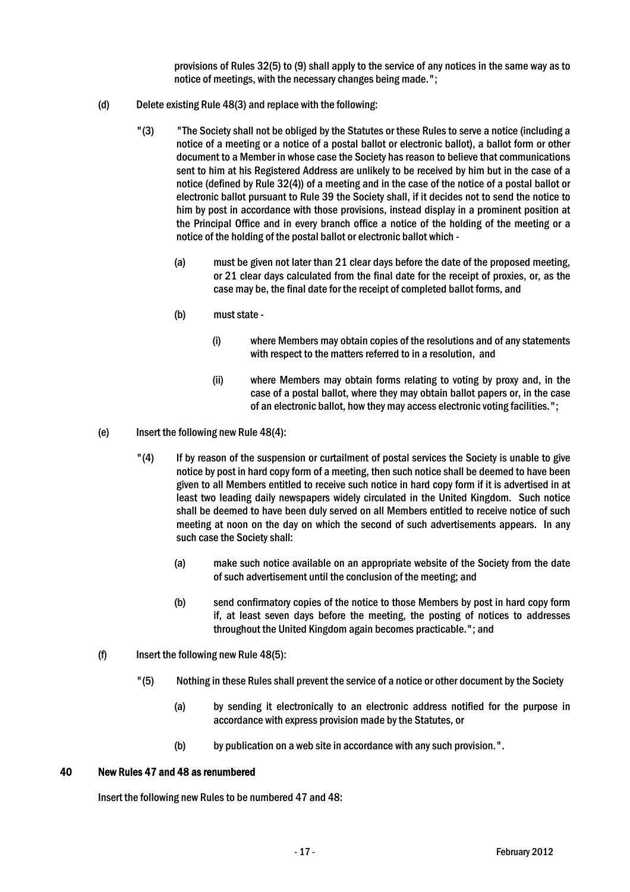provisions of Rules 32(5) to (9) shall apply to the service of any notices in the same way as to notice of meetings, with the necessary changes being made.";

(d) Delete existing Rule 48(3) and replace with the following:

"(3) "The Society shall not be obliged by the Statutes or these Rules to serve a notice (including a notice of a meeting or a notice of a postal ballot or electronic ballot), a ballot form or other document to a Member in whose case the Society has reason to believe that communications sent to him at his Registered Address are unlikely to be received by him but in the case of a notice (defined by Rule 32(4)) of a meeting and in the case of the notice of a postal ballot or electronic ballot pursuant to Rule 39 the Society shall, if it decides not to send the notice to him by post in accordance with those provisions, instead display in a prominent position at the Principal Office and in every branch office a notice of the holding of the meeting or a notice of the holding of the postal ballot or electronic ballot which -

(a) must be given not later than 21 clear days before the date of the proposed meeting, or 21 clear days calculated from the final date for the receipt of proxies, or, as the case may be, the final date for the receipt of completed ballot forms, and

(b) must state -

(i) where Members may obtain copies of the resolutions and of any statements with respect to the matters referred to in a resolution, and

(ii) where Members may obtain forms relating to voting by proxy and, in the case of a postal ballot, where they may obtain ballot papers or, in the case of an electronic ballot, how they may access electronic voting facilities.";

(e) Insert the following new Rule 48(4):

"(4) If by reason of the suspension or curtailment of postal services the Society is unable to give notice by post in hard copy form of a meeting, then such notice shall be deemed to have been given to all Members entitled to receive such notice in hard copy form if it is advertised in at least two leading daily newspapers widely circulated in the United Kingdom. Such notice shall be deemed to have been duly served on all Members entitled to receive notice of such meeting at noon on the day on which the second of such advertisements appears. In any such case the Society shall:

(a) make such notice available on an appropriate website of the Society from the date of such advertisement until the conclusion of the meeting; and

(b) send confirmatory copies of the notice to those Members by post in hard copy form if, at least seven days before the meeting, the posting of notices to addresses throughout the United Kingdom again becomes practicable."; and

(f) Insert the following new Rule 48(5):

"(5) Nothing in these Rules shall prevent the service of a notice or other document by the Society

(a) by sending it electronically to an electronic address notified for the purpose in accordance with express provision made by the Statutes, or

(b) by publication on a web site in accordance with any such provision.".

## 40 New Rules 47 and 48 as renumbered

Insert the following new Rules to be numbered 47 and 48: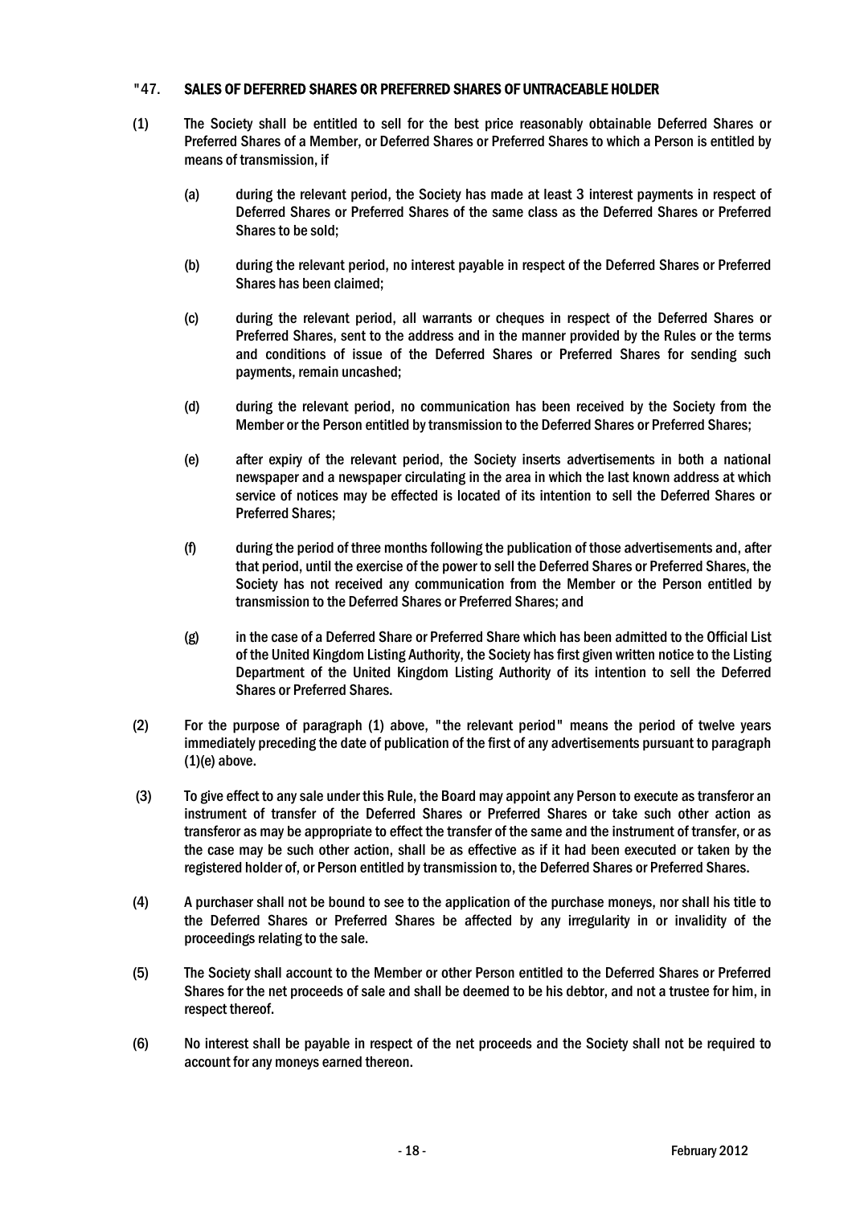"47. **SALES OF DEFERRED SHARES OR PREFERRED SHARES OF UNTRACEABLE HOLDER**

(1) The Society shall be entitled to sell for the best price reasonably obtainable Deferred Shares or Preferred Shares of a Member, or Deferred Shares or Preferred Shares to which a Person is entitled by means of transmission, if

(a) during the relevant period, the Society has made at least 3 interest payments in respect of Deferred Shares or Preferred Shares of the same class as the Deferred Shares or Preferred Shares to be sold;

(b) during the relevant period, no interest payable in respect of the Deferred Shares or Preferred Shares has been claimed;

(c) during the relevant period, all warrants or cheques in respect of the Deferred Shares or Preferred Shares, sent to the address and in the manner provided by the Rules or the terms and conditions of issue of the Deferred Shares or Preferred Shares for sending such payments, remain uncashed;

(d) during the relevant period, no communication has been received by the Society from the Member or the Person entitled by transmission to the Deferred Shares or Preferred Shares;

(e) after expiry of the relevant period, the Society inserts advertisements in both a national newspaper and a newspaper circulating in the area in which the last known address at which service of notices may be effected is located of its intention to sell the Deferred Shares or Preferred Shares;

(f) during the period of three months following the publication of those advertisements and, after that period, until the exercise of the power to sell the Deferred Shares or Preferred Shares, the Society has not received any communication from the Member or the Person entitled by transmission to the Deferred Shares or Preferred Shares; and

(g) in the case of a Deferred Share or Preferred Share which has been admitted to the Official List of the United Kingdom Listing Authority, the Society has first given written notice to the Listing Department of the United Kingdom Listing Authority of its intention to sell the Deferred Shares or Preferred Shares.

(2) For the purpose of paragraph (1) above, "the relevant period" means the period of twelve years immediately preceding the date of publication of the first of any advertisements pursuant to paragraph (1)(e) above.

(3) To give effect to any sale under this Rule, the Board may appoint any Person to execute as transferor an instrument of transfer of the Deferred Shares or Preferred Shares or take such other action as transferor as may be appropriate to effect the transfer of the same and the instrument of transfer, or as the case may be such other action, shall be as effective as if it had been executed or taken by the registered holder of, or Person entitled by transmission to, the Deferred Shares or Preferred Shares.

(4) A purchaser shall not be bound to see to the application of the purchase moneys, nor shall his title to the Deferred Shares or Preferred Shares be affected by any irregularity in or invalidity of the proceedings relating to the sale.

(5) The Society shall account to the Member or other Person entitled to the Deferred Shares or Preferred Shares for the net proceeds of sale and shall be deemed to be his debtor, and not a trustee for him, in respect thereof.

(6) No interest shall be payable in respect of the net proceeds and the Society shall not be required to account for any moneys earned thereon.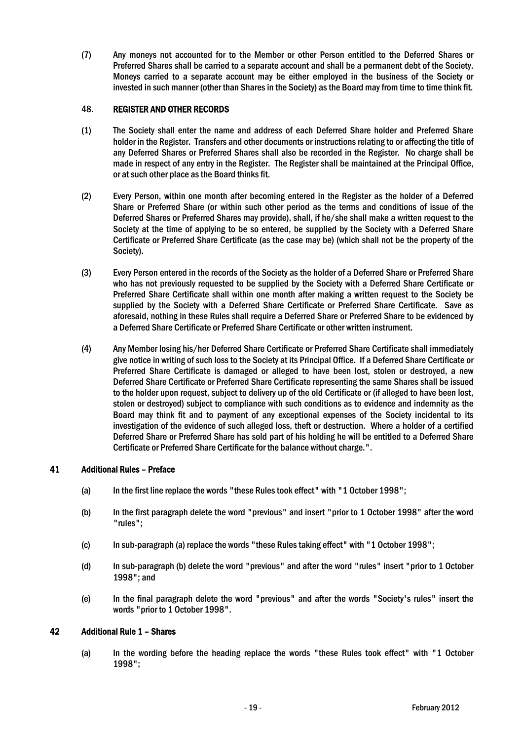(7) Any moneys not accounted for to the Member or other Person entitled to the Deferred Shares or Preferred Shares shall be carried to a separate account and shall be a permanent debt of the Society. Moneys carried to a separate account may be either employed in the business of the Society or invested in such manner (other than Shares in the Society) as the Board may from time to time think fit.

48. **REGISTER AND OTHER RECORDS**

(1) The Society shall enter the name and address of each Deferred Share holder and Preferred Share holder in the Register. Transfers and other documents or instructions relating to or affecting the title of any Deferred Shares or Preferred Shares shall also be recorded in the Register. No charge shall be made in respect of any entry in the Register. The Register shall be maintained at the Principal Office, or at such other place as the Board thinks fit.

(2) Every Person, within one month after becoming entered in the Register as the holder of a Deferred Share or Preferred Share (or within such other period as the terms and conditions of issue of the Deferred Shares or Preferred Shares may provide), shall, if he/she shall make a written request to the Society at the time of applying to be so entered, be supplied by the Society with a Deferred Share Certificate or Preferred Share Certificate (as the case may be) (which shall not be the property of the Society).

(3) Every Person entered in the records of the Society as the holder of a Deferred Share or Preferred Share who has not previously requested to be supplied by the Society with a Deferred Share Certificate or Preferred Share Certificate shall within one month after making a written request to the Society be supplied by the Society with a Deferred Share Certificate or Preferred Share Certificate. Save as aforesaid, nothing in these Rules shall require a Deferred Share or Preferred Share to be evidenced by a Deferred Share Certificate or Preferred Share Certificate or other written instrument.

(4) Any Member losing his/her Deferred Share Certificate or Preferred Share Certificate shall immediately give notice in writing of such loss to the Society at its Principal Office. If a Deferred Share Certificate or Preferred Share Certificate is damaged or alleged to have been lost, stolen or destroyed, a new Deferred Share Certificate or Preferred Share Certificate representing the same Shares shall be issued to the holder upon request, subject to delivery up of the old Certificate or (if alleged to have been lost, stolen or destroyed) subject to compliance with such conditions as to evidence and indemnity as the Board may think fit and to payment of any exceptional expenses of the Society incidental to its investigation of the evidence of such alleged loss, theft or destruction. Where a holder of a certified Deferred Share or Preferred Share has sold part of his holding he will be entitled to a Deferred Share Certificate or Preferred Share Certificate for the balance without charge.".

## 41 Additional Rules – Preface

(a) In the first line replace the words "these Rules took effect" with "1 October 1998";

(b) In the first paragraph delete the word "previous" and insert "prior to 1 October 1998" after the word "rules";

(c) In sub-paragraph (a) replace the words "these Rules taking effect" with "1 October 1998";

(d) In sub-paragraph (b) delete the word "previous" and after the word "rules" insert "prior to 1 October 1998"; and

(e) In the final paragraph delete the word "previous" and after the words "Society's rules" insert the words "prior to 1 October 1998".

## 42 Additional Rule 1 – Shares

(a) In the wording before the heading replace the words "these Rules took effect" with "1 October 1998";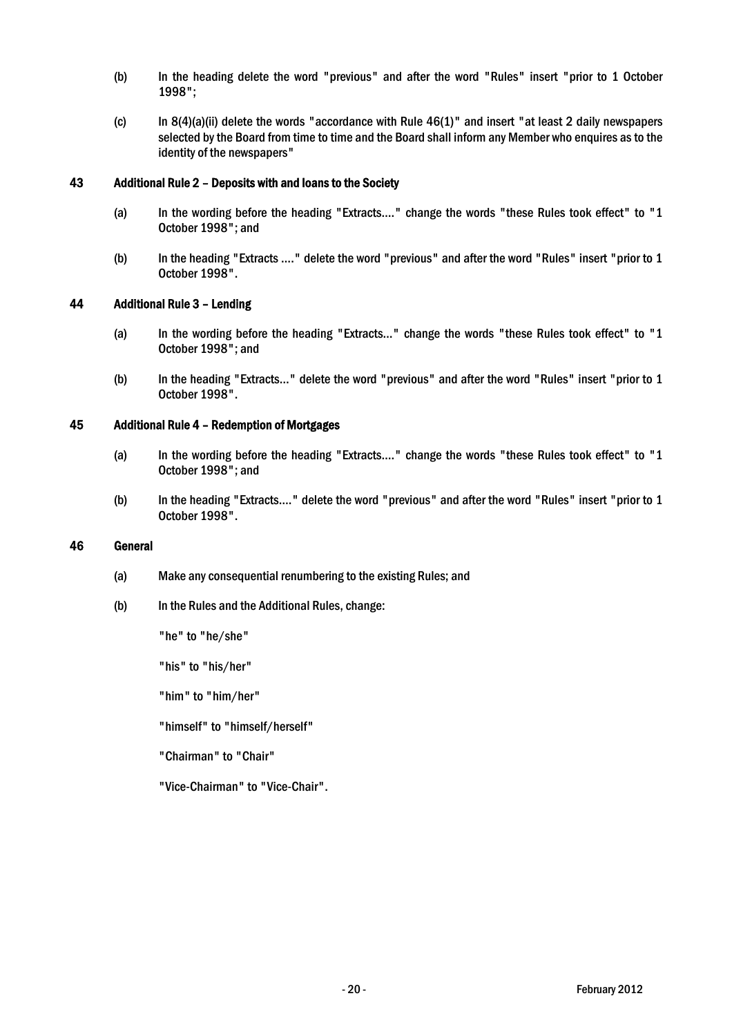(b) In the heading delete the word "previous" and after the word "Rules" insert "prior to 1 October 1998";

(c) In 8(4)(a)(ii) delete the words "accordance with Rule 46(1)" and insert "at least 2 daily newspapers selected by the Board from time to time and the Board shall inform any Member who enquires as to the identity of the newspapers"

### 43 Additional Rule 2 – Deposits with and loans to the Society

(a) In the wording before the heading "Extracts...." change the words "these Rules took effect" to "1 October 1998"; and

(b) In the heading "Extracts ...." delete the word "previous" and after the word "Rules" insert "prior to 1 October 1998".

### 44 Additional Rule 3 – Lending

(a) In the wording before the heading "Extracts..." change the words "these Rules took effect" to "1 October 1998"; and

(b) In the heading "Extracts..." delete the word "previous" and after the word "Rules" insert "prior to 1 October 1998".

### 45 Additional Rule 4 – Redemption of Mortgages

(a) In the wording before the heading "Extracts...." change the words "these Rules took effect" to "1 October 1998"; and

(b) In the heading "Extracts...." delete the word "previous" and after the word "Rules" insert "prior to 1 October 1998".

### 46 General

(a) Make any consequential renumbering to the existing Rules; and

(b) In the Rules and the Additional Rules, change:

"he" to "he/she"

"his" to "his/her"

"him" to "him/her"

"himself" to "himself/herself"

"Chairman" to "Chair"

"Vice-Chairman" to "Vice-Chair".

February 2012